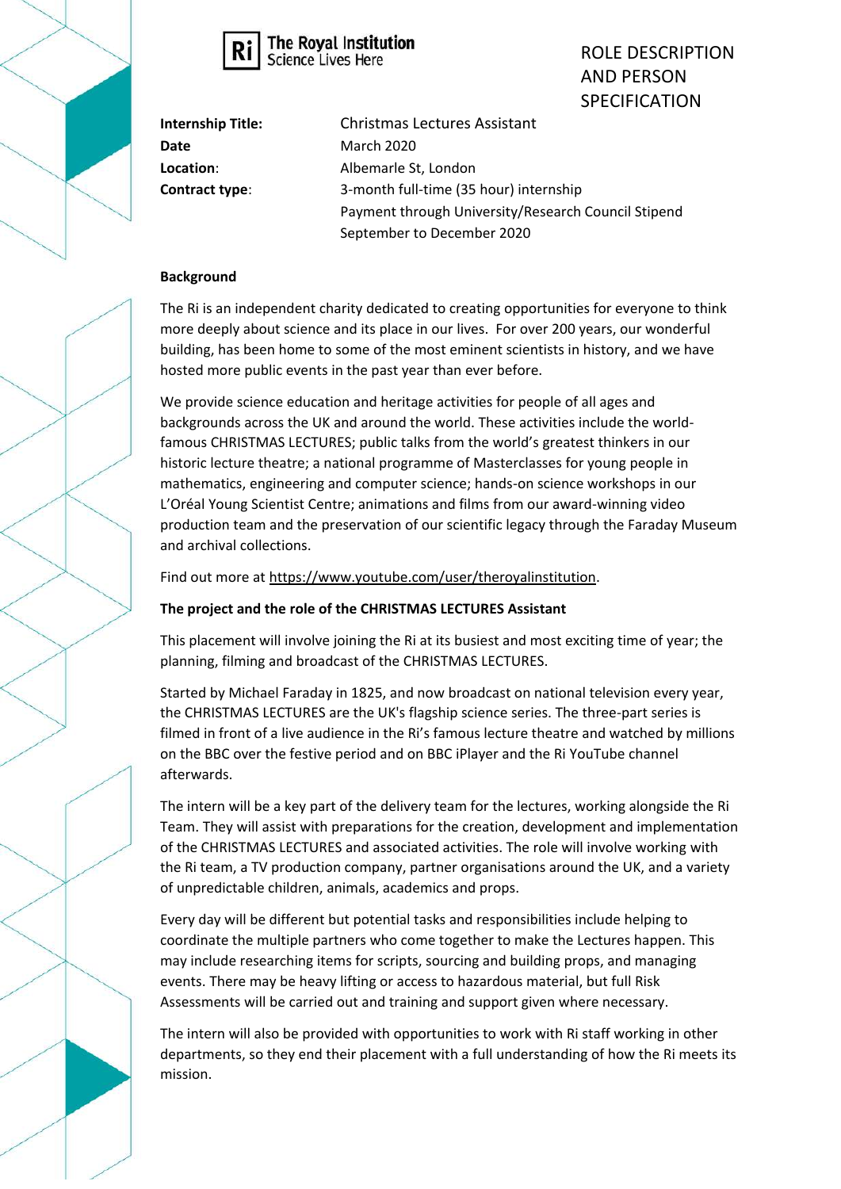The Royal Institution
Science Lives Here

# ROLE DESCRIPTION AND PERSON SPECIFICATION

| | |
|---|---|
| **Internship Title:** | Christmas Lectures Assistant |
| **Date** | March 2020 |
| **Location**: | Albemarle St, London |
| **Contract type**: | 3-month full-time (35 hour) internship<br>Payment through University/Research Council Stipend<br>September to December 2020 |

**Background**

The Ri is an independent charity dedicated to creating opportunities for everyone to think more deeply about science and its place in our lives. For over 200 years, our wonderful building, has been home to some of the most eminent scientists in history, and we have hosted more public events in the past year than ever before.

We provide science education and heritage activities for people of all ages and backgrounds across the UK and around the world. These activities include the world-famous CHRISTMAS LECTURES; public talks from the world's greatest thinkers in our historic lecture theatre; a national programme of Masterclasses for young people in mathematics, engineering and computer science; hands-on science workshops in our L'Oréal Young Scientist Centre; animations and films from our award-winning video production team and the preservation of our scientific legacy through the Faraday Museum and archival collections.

Find out more at https://www.youtube.com/user/theroyalinstitution.

**The project and the role of the CHRISTMAS LECTURES Assistant**

This placement will involve joining the Ri at its busiest and most exciting time of year; the planning, filming and broadcast of the CHRISTMAS LECTURES.

Started by Michael Faraday in 1825, and now broadcast on national television every year, the CHRISTMAS LECTURES are the UK's flagship science series. The three-part series is filmed in front of a live audience in the Ri's famous lecture theatre and watched by millions on the BBC over the festive period and on BBC iPlayer and the Ri YouTube channel afterwards.

The intern will be a key part of the delivery team for the lectures, working alongside the Ri Team. They will assist with preparations for the creation, development and implementation of the CHRISTMAS LECTURES and associated activities. The role will involve working with the Ri team, a TV production company, partner organisations around the UK, and a variety of unpredictable children, animals, academics and props.

Every day will be different but potential tasks and responsibilities include helping to coordinate the multiple partners who come together to make the Lectures happen. This may include researching items for scripts, sourcing and building props, and managing events. There may be heavy lifting or access to hazardous material, but full Risk Assessments will be carried out and training and support given where necessary.

The intern will also be provided with opportunities to work with Ri staff working in other departments, so they end their placement with a full understanding of how the Ri meets its mission.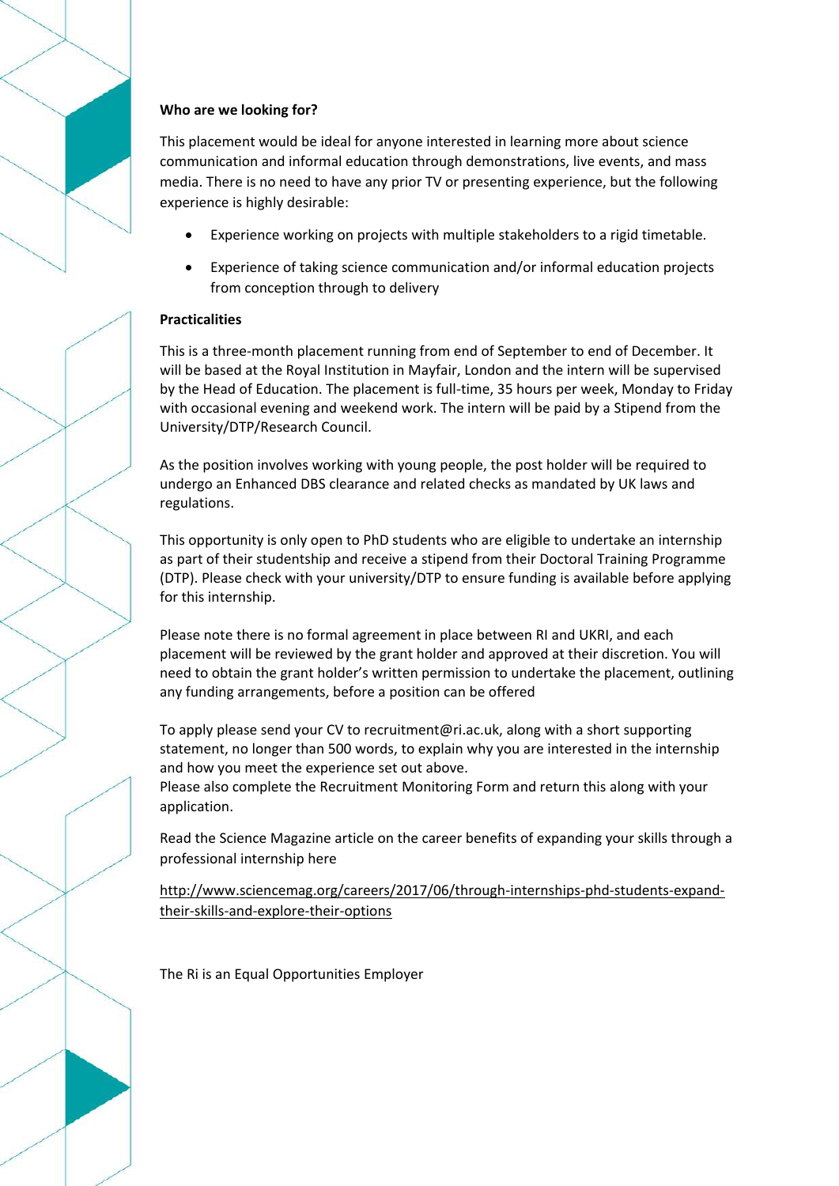**Who are we looking for?**

This placement would be ideal for anyone interested in learning more about science communication and informal education through demonstrations, live events, and mass media. There is no need to have any prior TV or presenting experience, but the following experience is highly desirable:

- Experience working on projects with multiple stakeholders to a rigid timetable.
- Experience of taking science communication and/or informal education projects from conception through to delivery

**Practicalities**

This is a three-month placement running from end of September to end of December. It will be based at the Royal Institution in Mayfair, London and the intern will be supervised by the Head of Education. The placement is full-time, 35 hours per week, Monday to Friday with occasional evening and weekend work. The intern will be paid by a Stipend from the University/DTP/Research Council.

As the position involves working with young people, the post holder will be required to undergo an Enhanced DBS clearance and related checks as mandated by UK laws and regulations.

This opportunity is only open to PhD students who are eligible to undertake an internship as part of their studentship and receive a stipend from their Doctoral Training Programme (DTP). Please check with your university/DTP to ensure funding is available before applying for this internship.

Please note there is no formal agreement in place between RI and UKRI, and each placement will be reviewed by the grant holder and approved at their discretion. You will need to obtain the grant holder's written permission to undertake the placement, outlining any funding arrangements, before a position can be offered

To apply please send your CV to recruitment@ri.ac.uk, along with a short supporting statement, no longer than 500 words, to explain why you are interested in the internship and how you meet the experience set out above.
Please also complete the Recruitment Monitoring Form and return this along with your application.

Read the Science Magazine article on the career benefits of expanding your skills through a professional internship here

http://www.sciencemag.org/careers/2017/06/through-internships-phd-students-expand-their-skills-and-explore-their-options

The Ri is an Equal Opportunities Employer